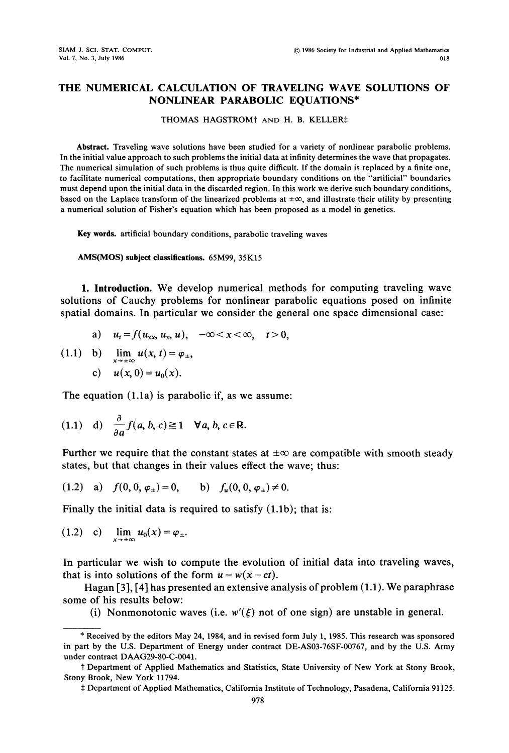# THE NUMERICAL CALCULATION OF TRAVELING WAVE SOLUTIONS OF NONLINEAR PARABOLIC EQUATIONS*

THOMAS HAGSTROM† AND H. B. KELLER‡

**Abstract.** Traveling wave solutions have been studied for a variety of nonlinear parabolic problems. In the initial value approach to such problems the initial data at infinity determines the wave that propagates. The numerical simulation of such problems is thus quite difficult. If the domain is replaced by a finite one, to facilitate numerical computations, then appropriate boundary conditions on the "artificial" boundaries must depend upon the initial data in the discarded region. In this work we derive such boundary conditions, based on the Laplace transform of the linearized problems at $\pm\infty$, and illustrate their utility by presenting a numerical solution of Fisher's equation which has been proposed as a model in genetics.

**Key words.** artificial boundary conditions, parabolic traveling waves

**AMS(MOS) subject classifications.** 65M99, 35K15

## 1. Introduction.

We develop numerical methods for computing traveling wave solutions of Cauchy problems for nonlinear parabolic equations posed on infinite spatial domains. In particular we consider the general one space dimensional case:

$$\text{a)} \quad u_t = f(u_{xx}, u_x, u), \quad -\infty < x < \infty, \quad t > 0,$$

$$(1.1) \quad \text{b)} \quad \lim_{x \to \pm\infty} u(x, t) = \varphi_\pm,$$

$$\text{c)} \quad u(x, 0) = u_0(x).$$

The equation (1.1a) is parabolic if, as we assume:

$$(1.1) \quad \text{d)} \quad \frac{\partial}{\partial a} f(a, b, c) \geqq 1 \quad \forall a, b, c \in \mathbb{R}.$$

Further we require that the constant states at $\pm\infty$ are compatible with smooth steady states, but that changes in their values effect the wave; thus:

$$(1.2) \quad \text{a)} \quad f(0, 0, \varphi_\pm) = 0, \qquad \text{b)} \quad f_u(0, 0, \varphi_\pm) \neq 0.$$

Finally the initial data is required to satisfy (1.1b); that is:

$$(1.2) \quad \text{c)} \quad \lim_{x \to \pm\infty} u_0(x) = \varphi_\pm.$$

In particular we wish to compute the evolution of initial data into traveling waves, that is into solutions of the form $u = w(x - ct)$.

Hagan [3], [4] has presented an extensive analysis of problem (1.1). We paraphrase some of his results below:

(i) Nonmonotonic waves (i.e. $w'(\xi)$ not of one sign) are unstable in general.

---

* Received by the editors May 24, 1984, and in revised form July 1, 1985. This research was sponsored in part by the U.S. Department of Energy under contract DE-AS03-76SF-00767, and by the U.S. Army under contract DAAG29-80-C-0041.

† Department of Applied Mathematics and Statistics, State University of New York at Stony Brook, Stony Brook, New York 11794.

‡ Department of Applied Mathematics, California Institute of Technology, Pasadena, California 91125.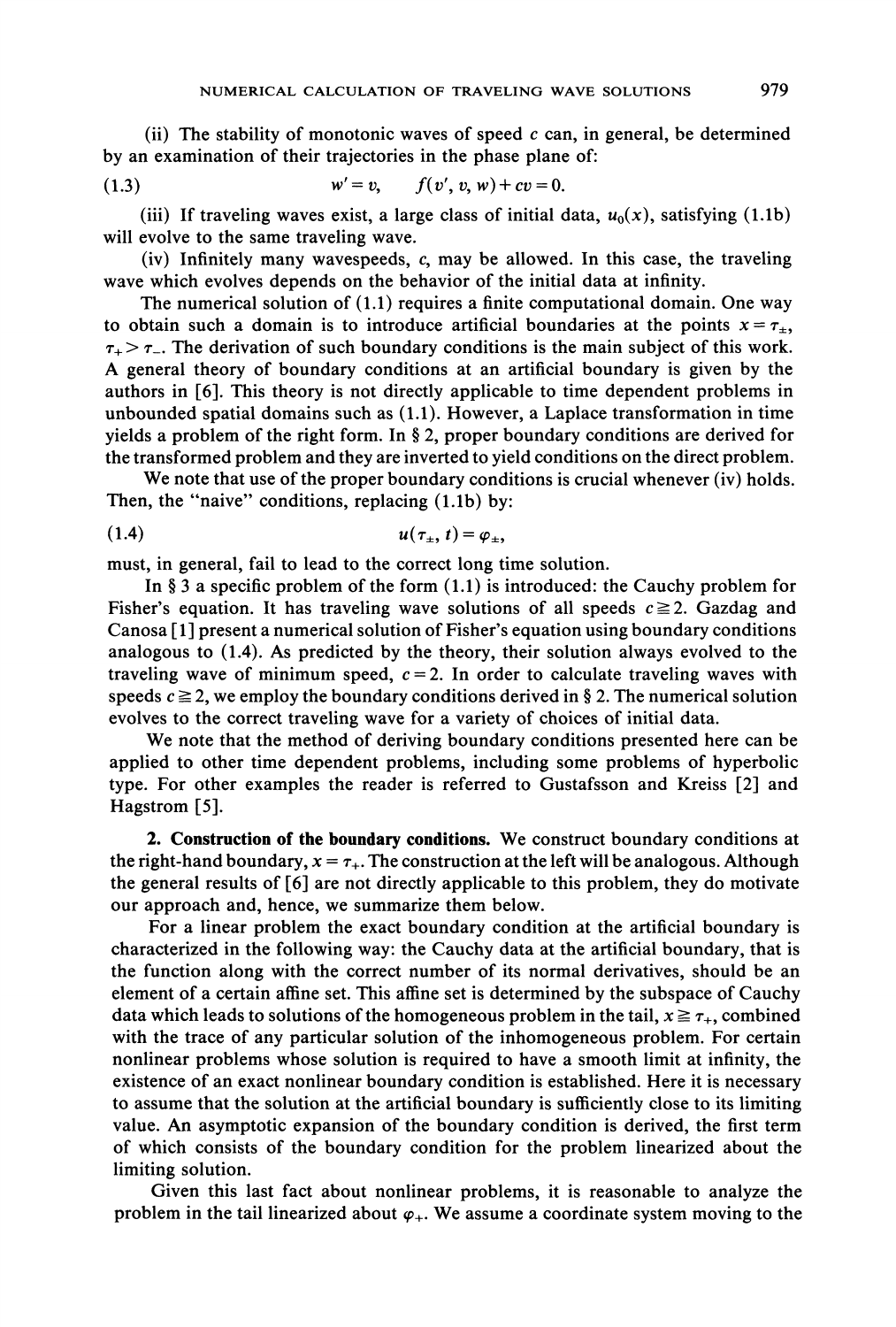(ii) The stability of monotonic waves of speed $c$ can, in general, be determined by an examination of their trajectories in the phase plane of:

$$w' = v, \qquad f(v', v, w) + cv = 0. \tag{1.3}$$

(iii) If traveling waves exist, a large class of initial data, $u_0(x)$, satisfying (1.1b) will evolve to the same traveling wave.

(iv) Infinitely many wavespeeds, $c$, may be allowed. In this case, the traveling wave which evolves depends on the behavior of the initial data at infinity.

The numerical solution of (1.1) requires a finite computational domain. One way to obtain such a domain is to introduce artificial boundaries at the points $x = \tau_\pm$, $\tau_+ > \tau_-$. The derivation of such boundary conditions is the main subject of this work. A general theory of boundary conditions at an artificial boundary is given by the authors in [6]. This theory is not directly applicable to time dependent problems in unbounded spatial domains such as (1.1). However, a Laplace transformation in time yields a problem of the right form. In § 2, proper boundary conditions are derived for the transformed problem and they are inverted to yield conditions on the direct problem.

We note that use of the proper boundary conditions is crucial whenever (iv) holds. Then, the "naive" conditions, replacing (1.1b) by:

$$u(\tau_\pm, t) = \varphi_\pm, \tag{1.4}$$

must, in general, fail to lead to the correct long time solution.

In § 3 a specific problem of the form (1.1) is introduced: the Cauchy problem for Fisher's equation. It has traveling wave solutions of all speeds $c \geqq 2$. Gazdag and Canosa [1] present a numerical solution of Fisher's equation using boundary conditions analogous to (1.4). As predicted by the theory, their solution always evolved to the traveling wave of minimum speed, $c = 2$. In order to calculate traveling waves with speeds $c \geqq 2$, we employ the boundary conditions derived in § 2. The numerical solution evolves to the correct traveling wave for a variety of choices of initial data.

We note that the method of deriving boundary conditions presented here can be applied to other time dependent problems, including some problems of hyperbolic type. For other examples the reader is referred to Gustafsson and Kreiss [2] and Hagstrom [5].

## 2. Construction of the boundary conditions.

We construct boundary conditions at the right-hand boundary, $x = \tau_+$. The construction at the left will be analogous. Although the general results of [6] are not directly applicable to this problem, they do motivate our approach and, hence, we summarize them below.

For a linear problem the exact boundary condition at the artificial boundary is characterized in the following way: the Cauchy data at the artificial boundary, that is the function along with the correct number of its normal derivatives, should be an element of a certain affine set. This affine set is determined by the subspace of Cauchy data which leads to solutions of the homogeneous problem in the tail, $x \geqq \tau_+$, combined with the trace of any particular solution of the inhomogeneous problem. For certain nonlinear problems whose solution is required to have a smooth limit at infinity, the existence of an exact nonlinear boundary condition is established. Here it is necessary to assume that the solution at the artificial boundary is sufficiently close to its limiting value. An asymptotic expansion of the boundary condition is derived, the first term of which consists of the boundary condition for the problem linearized about the limiting solution.

Given this last fact about nonlinear problems, it is reasonable to analyze the problem in the tail linearized about $\varphi_+$. We assume a coordinate system moving to the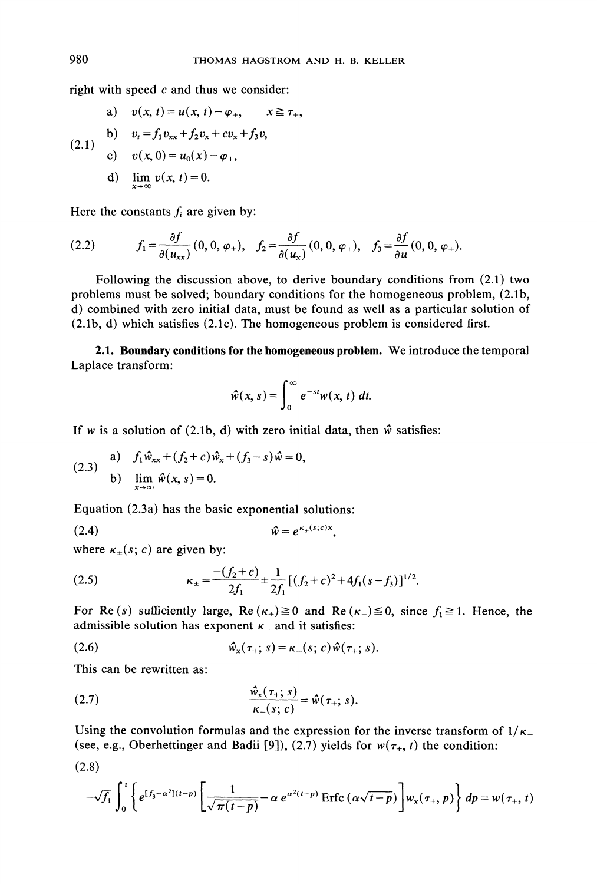right with speed $c$ and thus we consider:

$$
\text{(2.1)} \quad
\begin{aligned}
&\text{a)} \quad v(x,t) = u(x,t) - \varphi_+, \qquad x \geqq \tau_+, \\
&\text{b)} \quad v_t = f_1 v_{xx} + f_2 v_x + c v_x + f_3 v, \\
&\text{c)} \quad v(x,0) = u_0(x) - \varphi_+, \\
&\text{d)} \quad \lim_{x\to\infty} v(x,t) = 0.
\end{aligned}
$$

Here the constants $f_i$ are given by:

$$
\text{(2.2)} \qquad f_1 = \frac{\partial f}{\partial(u_{xx})}(0,0,\varphi_+), \quad f_2 = \frac{\partial f}{\partial(u_x)}(0,0,\varphi_+), \quad f_3 = \frac{\partial f}{\partial u}(0,0,\varphi_+).
$$

Following the discussion above, to derive boundary conditions from (2.1) two problems must be solved; boundary conditions for the homogeneous problem, (2.1b, d) combined with zero initial data, must be found as well as a particular solution of (2.1b, d) which satisfies (2.1c). The homogeneous problem is considered first.

**2.1. Boundary conditions for the homogeneous problem.** We introduce the temporal Laplace transform:

$$
\hat{w}(x,s) = \int_0^\infty e^{-st} w(x,t)\, dt.
$$

If $w$ is a solution of (2.1b, d) with zero initial data, then $\hat{w}$ satisfies:

$$
\text{(2.3)} \quad
\begin{aligned}
&\text{a)} \quad f_1 \hat{w}_{xx} + (f_2 + c)\hat{w}_x + (f_3 - s)\hat{w} = 0, \\
&\text{b)} \quad \lim_{x\to\infty} \hat{w}(x,s) = 0.
\end{aligned}
$$

Equation (2.3a) has the basic exponential solutions:

$$
\text{(2.4)} \qquad \hat{w} = e^{\kappa_\pm(s;c)x},
$$

where $\kappa_\pm(s;c)$ are given by:

$$
\text{(2.5)} \qquad \kappa_\pm = \frac{-(f_2+c)}{2f_1} \pm \frac{1}{2f_1}\left[(f_2+c)^2 + 4f_1(s-f_3)\right]^{1/2}.
$$

For $\operatorname{Re}(s)$ sufficiently large, $\operatorname{Re}(\kappa_+) \geqq 0$ and $\operatorname{Re}(\kappa_-) \leqq 0$, since $f_1 \geqq 1$. Hence, the admissible solution has exponent $\kappa_-$ and it satisfies:

$$
\text{(2.6)} \qquad \hat{w}_x(\tau_+; s) = \kappa_-(s;c)\hat{w}(\tau_+; s).
$$

This can be rewritten as:

$$
\text{(2.7)} \qquad \frac{\hat{w}_x(\tau_+; s)}{\kappa_-(s;c)} = \hat{w}(\tau_+; s).
$$

Using the convolution formulas and the expression for the inverse transform of $1/\kappa_-$ (see, e.g., Oberhettinger and Badii [9]), (2.7) yields for $w(\tau_+, t)$ the condition:

(2.8)

$$
-\sqrt{f_1} \int_0^t \left\{ e^{[f_3 - \alpha^2](t-p)} \left[ \frac{1}{\sqrt{\pi(t-p)}} - \alpha\, e^{\alpha^2(t-p)} \operatorname{Erfc}(\alpha\sqrt{t-p}) \right] w_x(\tau_+, p) \right\} dp = w(\tau_+, t)
$$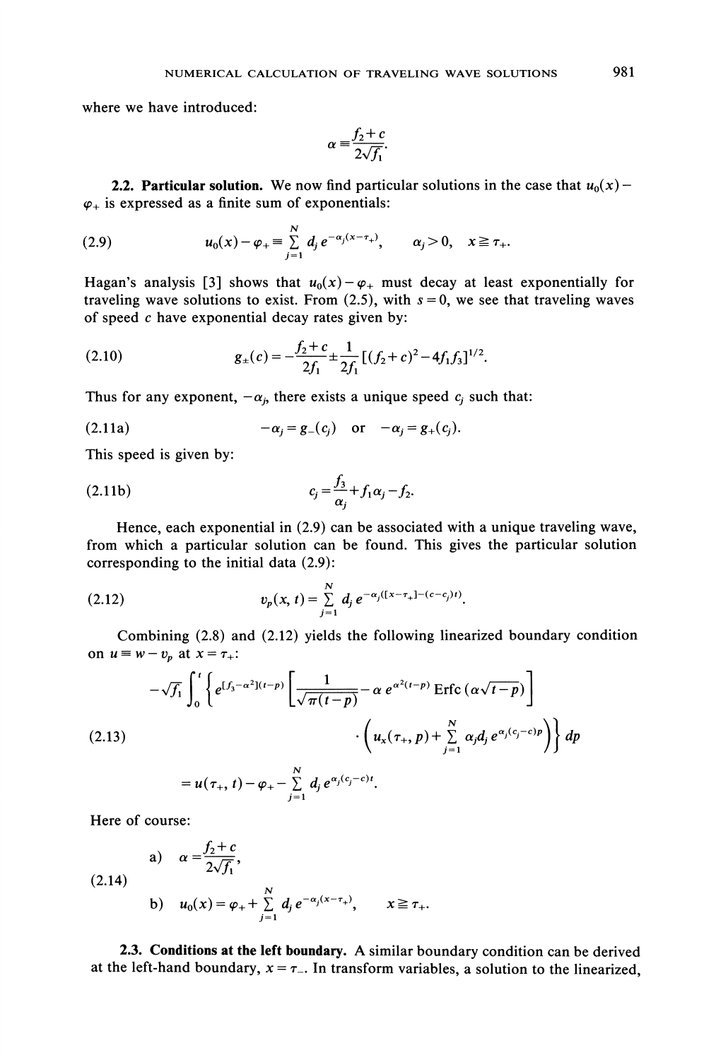where we have introduced:

$$\alpha \equiv \frac{f_2 + c}{2\sqrt{f_1}}.$$

**2.2. Particular solution.** We now find particular solutions in the case that $u_0(x) - \varphi_+$ is expressed as a finite sum of exponentials:

$$u_0(x) - \varphi_+ \equiv \sum_{j=1}^{N} d_j \, e^{-\alpha_j(x-\tau_+)}, \qquad \alpha_j > 0, \quad x \geqq \tau_+. \tag{2.9}$$

Hagan's analysis [3] shows that $u_0(x) - \varphi_+$ must decay at least exponentially for traveling wave solutions to exist. From (2.5), with $s = 0$, we see that traveling waves of speed $c$ have exponential decay rates given by:

$$g_\pm(c) = -\frac{f_2 + c}{2f_1} \pm \frac{1}{2f_1}[(f_2 + c)^2 - 4f_1 f_3]^{1/2}. \tag{2.10}$$

Thus for any exponent, $-\alpha_j$, there exists a unique speed $c_j$ such that:

$$-\alpha_j = g_-(c_j) \quad \text{or} \quad -\alpha_j = g_+(c_j). \tag{2.11a}$$

This speed is given by:

$$c_j = \frac{f_3}{\alpha_j} + f_1 \alpha_j - f_2. \tag{2.11b}$$

Hence, each exponential in (2.9) can be associated with a unique traveling wave, from which a particular solution can be found. This gives the particular solution corresponding to the initial data (2.9):

$$v_p(x, t) = \sum_{j=1}^{N} d_j \, e^{-\alpha_j([x-\tau_+]-(c-c_j)t)}. \tag{2.12}$$

Combining (2.8) and (2.12) yields the following linearized boundary condition on $u \equiv w - v_p$ at $x = \tau_+$:

$$\begin{aligned}
-\sqrt{f_1} \int_0^t \Bigg\{ e^{[f_3 - \alpha^2](t-p)} \left[ \frac{1}{\sqrt{\pi(t-p)}} - \alpha \, e^{\alpha^2(t-p)} \operatorname{Erfc}(\alpha\sqrt{t-p}) \right] & \\
\cdot \left( u_x(\tau_+, p) + \sum_{j=1}^{N} \alpha_j d_j \, e^{\alpha_j(c_j - c)p} \right) \Bigg\} \, dp & \\
= u(\tau_+, t) - \varphi_+ - \sum_{j=1}^{N} d_j \, e^{\alpha_j(c_j - c)t}. &
\end{aligned} \tag{2.13}$$

Here of course:

$$\begin{aligned}
&\text{a)} \quad \alpha = \frac{f_2 + c}{2\sqrt{f_1}}, \\
&\text{b)} \quad u_0(x) = \varphi_+ + \sum_{j=1}^{N} d_j \, e^{-\alpha_j(x-\tau_+)}, \qquad x \geqq \tau_+.
\end{aligned} \tag{2.14}$$

**2.3. Conditions at the left boundary.** A similar boundary condition can be derived at the left-hand boundary, $x = \tau_-$. In transform variables, a solution to the linearized,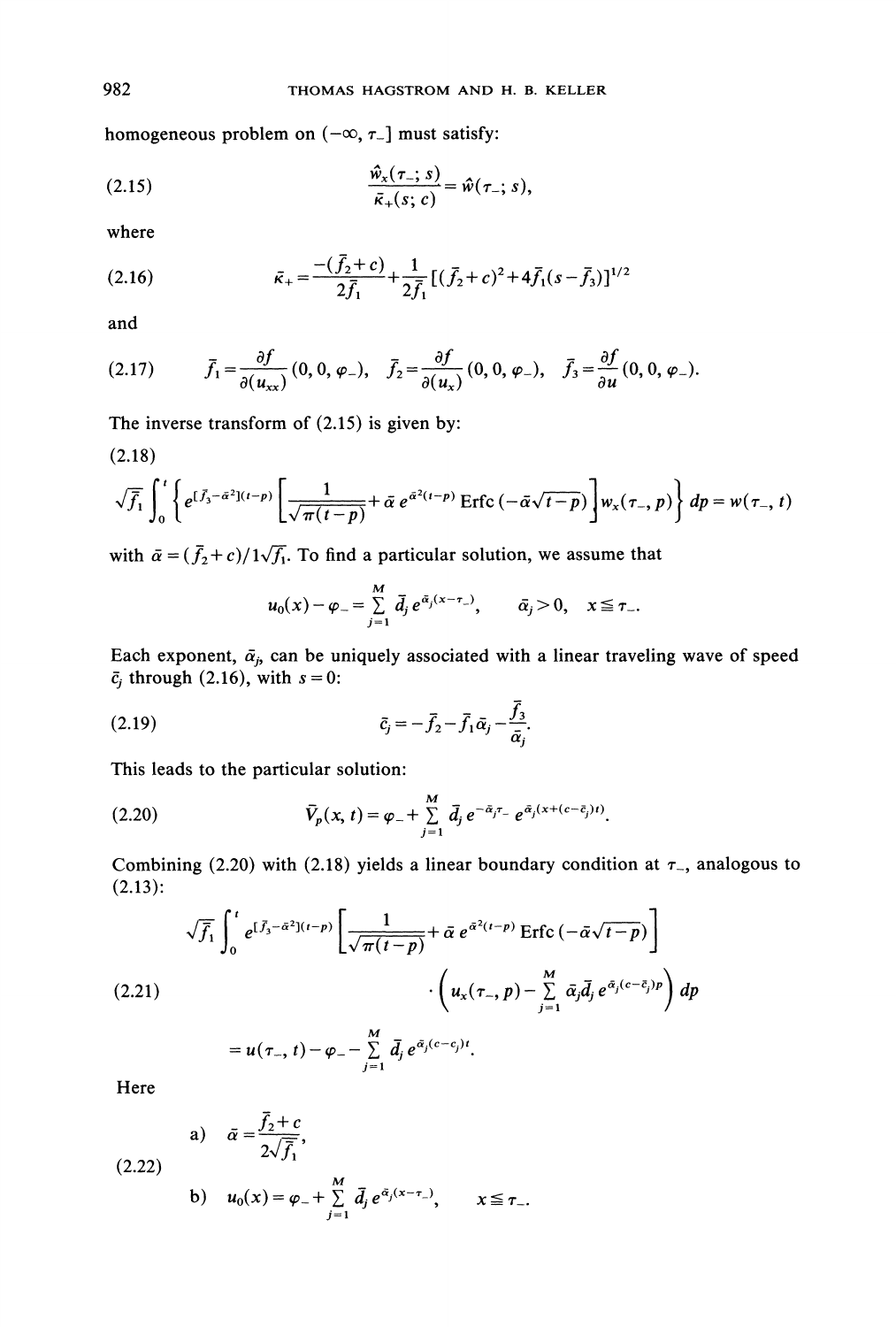homogeneous problem on $(-\infty, \tau_-]$ must satisfy:

$$\frac{\hat{w}_x(\tau_-; s)}{\bar{\kappa}_+(s; c)} = \hat{w}(\tau_-; s), \tag{2.15}$$

where

$$\bar{\kappa}_+ = \frac{-(\bar{f}_2 + c)}{2\bar{f}_1} + \frac{1}{2\bar{f}_1}[(\bar{f}_2 + c)^2 + 4\bar{f}_1(s - \bar{f}_3)]^{1/2} \tag{2.16}$$

and

$$\bar{f}_1 = \frac{\partial f}{\partial(u_{xx})}(0, 0, \varphi_-), \quad \bar{f}_2 = \frac{\partial f}{\partial(u_x)}(0, 0, \varphi_-), \quad \bar{f}_3 = \frac{\partial f}{\partial u}(0, 0, \varphi_-). \tag{2.17}$$

The inverse transform of (2.15) is given by:

(2.18)

$$\sqrt{\bar{f}_1}\int_0^t \left\{ e^{[\bar{f}_3 - \bar{\alpha}^2](t-p)} \left[ \frac{1}{\sqrt{\pi(t-p)}} + \bar{\alpha}\, e^{\bar{\alpha}^2(t-p)} \operatorname{Erfc}(-\bar{\alpha}\sqrt{t-p}) \right] w_x(\tau_-, p) \right\} dp = w(\tau_-, t)$$

with $\bar{\alpha} = (\bar{f}_2 + c)/1\sqrt{\bar{f}_1}$. To find a particular solution, we assume that

$$u_0(x) - \varphi_- = \sum_{j=1}^{M} \bar{d}_j\, e^{\bar{\alpha}_j(x - \tau_-)}, \qquad \bar{\alpha}_j > 0, \quad x \leqq \tau_-.$$

Each exponent, $\bar{\alpha}_j$, can be uniquely associated with a linear traveling wave of speed $\bar{c}_j$ through (2.16), with $s = 0$:

$$\bar{c}_j = -\bar{f}_2 - \bar{f}_1 \bar{\alpha}_j - \frac{\bar{f}_3}{\bar{\alpha}_j}. \tag{2.19}$$

This leads to the particular solution:

$$\bar{V}_p(x, t) = \varphi_- + \sum_{j=1}^{M} \bar{d}_j\, e^{-\bar{\alpha}_j \tau_-}\, e^{\bar{\alpha}_j(x + (c - \bar{c}_j)t)}. \tag{2.20}$$

Combining (2.20) with (2.18) yields a linear boundary condition at $\tau_-$, analogous to (2.13):

$$\begin{aligned} &\sqrt{\bar{f}_1}\int_0^t e^{[\bar{f}_3 - \bar{\alpha}^2](t-p)} \left[ \frac{1}{\sqrt{\pi(t-p)}} + \bar{\alpha}\, e^{\bar{\alpha}^2(t-p)} \operatorname{Erfc}(-\bar{\alpha}\sqrt{t-p}) \right] \\ &\qquad\qquad \cdot \left( u_x(\tau_-, p) - \sum_{j=1}^{M} \bar{\alpha}_j \bar{d}_j\, e^{\bar{\alpha}_j(c - \bar{c}_j)p} \right) dp \\ &\quad = u(\tau_-, t) - \varphi_- - \sum_{j=1}^{M} \bar{d}_j\, e^{\bar{\alpha}_j(c - c_j)t}. \end{aligned} \tag{2.21}$$

Here

$$\text{a)} \quad \bar{\alpha} = \frac{\bar{f}_2 + c}{2\sqrt{\bar{f}_1}}, \tag{2.22}$$

$$\text{b)} \quad u_0(x) = \varphi_- + \sum_{j=1}^{M} \bar{d}_j\, e^{\bar{\alpha}_j(x - \tau_-)}, \qquad x \leqq \tau_-.$$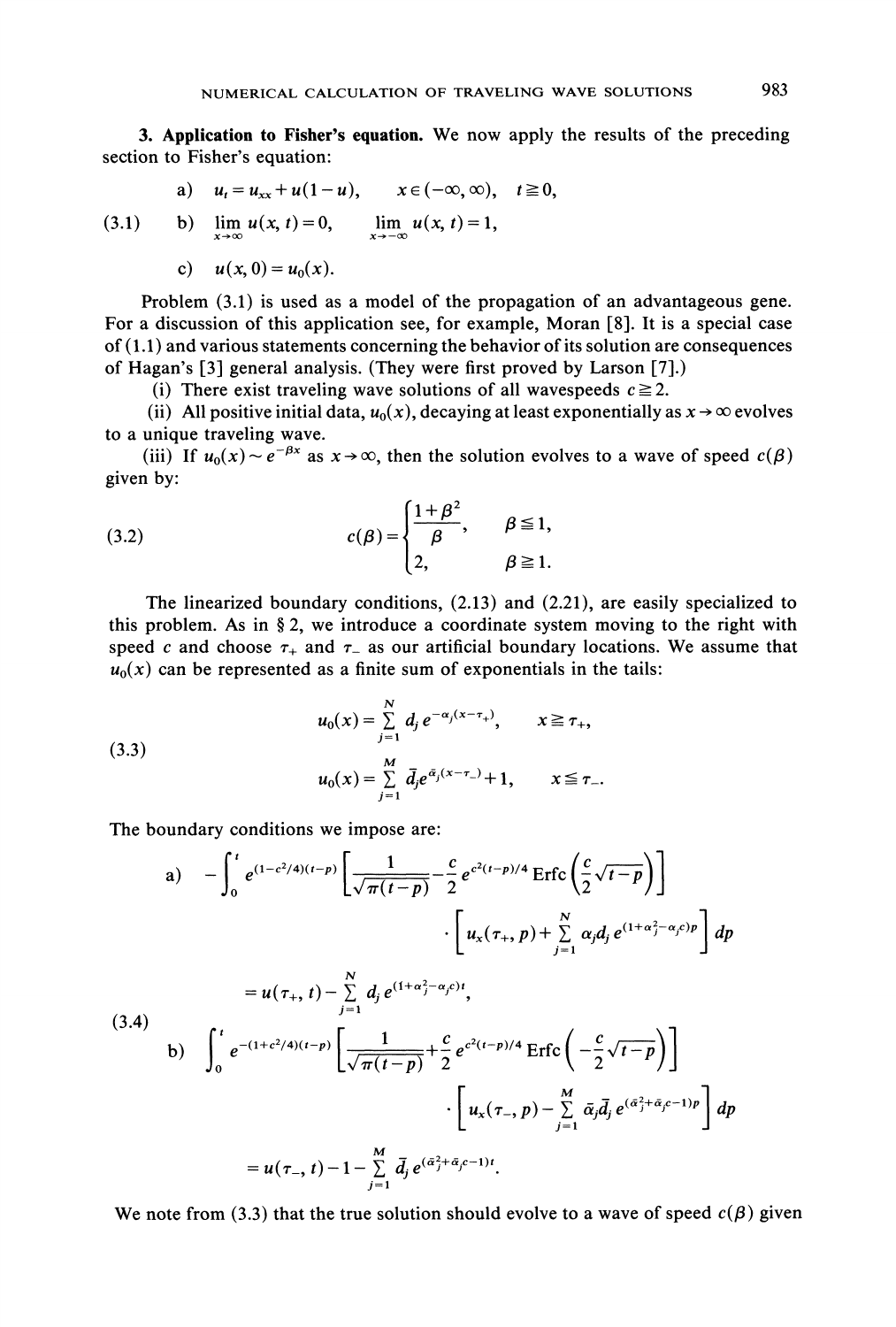## 3. Application to Fisher's equation.

We now apply the results of the preceding section to Fisher's equation:

$$
\text{(3.1)}\quad
\begin{aligned}
&\text{a)}\quad u_t = u_{xx} + u(1-u), \qquad x \in (-\infty, \infty), \quad t \geqq 0,\\
&\text{b)}\quad \lim_{x\to\infty} u(x,t) = 0, \qquad \lim_{x\to-\infty} u(x,t) = 1,\\
&\text{c)}\quad u(x,0) = u_0(x).
\end{aligned}
$$

Problem (3.1) is used as a model of the propagation of an advantageous gene. For a discussion of this application see, for example, Moran [8]. It is a special case of (1.1) and various statements concerning the behavior of its solution are consequences of Hagan's [3] general analysis. (They were first proved by Larson [7].)

(i) There exist traveling wave solutions of all wavespeeds $c \geqq 2$.

(ii) All positive initial data, $u_0(x)$, decaying at least exponentially as $x \to \infty$ evolves to a unique traveling wave.

(iii) If $u_0(x) \sim e^{-\beta x}$ as $x \to \infty$, then the solution evolves to a wave of speed $c(\beta)$ given by:

$$
\text{(3.2)}\qquad c(\beta) = \begin{cases} \dfrac{1+\beta^2}{\beta}, & \beta \leqq 1,\\[2mm] 2, & \beta \geqq 1. \end{cases}
$$

The linearized boundary conditions, (2.13) and (2.21), are easily specialized to this problem. As in § 2, we introduce a coordinate system moving to the right with speed $c$ and choose $\tau_+$ and $\tau_-$ as our artificial boundary locations. We assume that $u_0(x)$ can be represented as a finite sum of exponentials in the tails:

$$
\text{(3.3)}\qquad
\begin{aligned}
u_0(x) &= \sum_{j=1}^{N} d_j e^{-\alpha_j (x-\tau_+)}, \qquad x \geqq \tau_+,\\
u_0(x) &= \sum_{j=1}^{M} \bar{d}_j e^{\bar{\alpha}_j (x-\tau_-)} + 1, \qquad x \leqq \tau_-.
\end{aligned}
$$

The boundary conditions we impose are:

$$
\text{(3.4)}\qquad
\begin{aligned}
\text{a)}\quad & -\int_0^t e^{(1-c^2/4)(t-p)} \left[ \frac{1}{\sqrt{\pi(t-p)}} - \frac{c}{2} e^{c^2(t-p)/4} \operatorname{Erfc}\left(\frac{c}{2}\sqrt{t-p}\right)\right] \\
&\qquad \cdot \left[ u_x(\tau_+, p) + \sum_{j=1}^{N} \alpha_j d_j e^{(1+\alpha_j^2 - \alpha_j c)p} \right] dp \\
&= u(\tau_+, t) - \sum_{j=1}^{N} d_j e^{(1+\alpha_j^2-\alpha_j c)t},\\
\text{b)}\quad & \int_0^t e^{-(1+c^2/4)(t-p)} \left[ \frac{1}{\sqrt{\pi(t-p)}} + \frac{c}{2} e^{c^2(t-p)/4} \operatorname{Erfc}\left(-\frac{c}{2}\sqrt{t-p}\right)\right] \\
&\qquad \cdot \left[ u_x(\tau_-, p) - \sum_{j=1}^{M} \bar{\alpha}_j \bar{d}_j e^{(\bar{\alpha}_j^2 + \bar{\alpha}_j c - 1)p} \right] dp \\
&= u(\tau_-, t) - 1 - \sum_{j=1}^{M} \bar{d}_j e^{(\bar{\alpha}_j^2 + \bar{\alpha}_j c - 1)t}.
\end{aligned}
$$

We note from (3.3) that the true solution should evolve to a wave of speed $c(\beta)$ given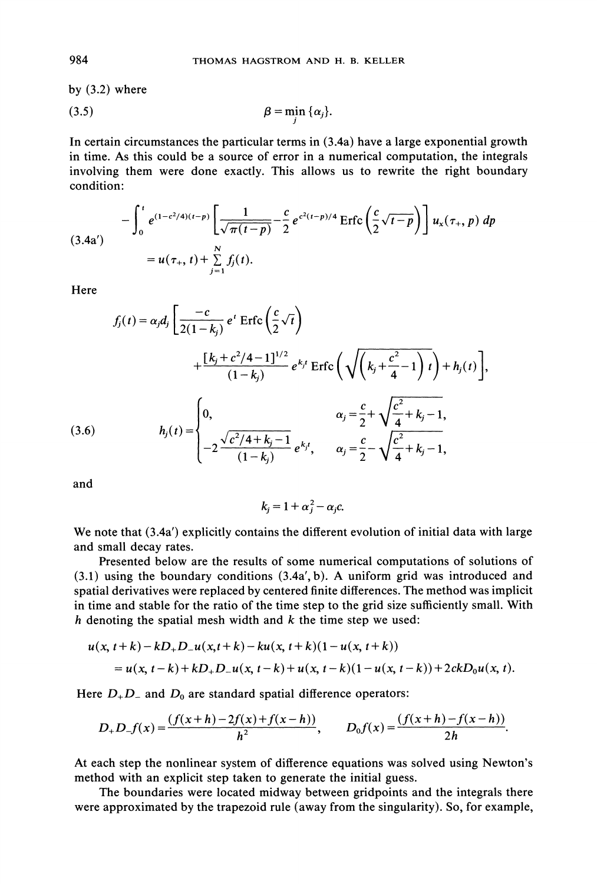by (3.2) where

$$\beta = \min_j \{\alpha_j\}. \tag{3.5}$$

In certain circumstances the particular terms in (3.4a) have a large exponential growth in time. As this could be a source of error in a numerical computation, the integrals involving them were done exactly. This allows us to rewrite the right boundary condition:

$$\begin{aligned} -\int_0^t e^{(1-c^2/4)(t-p)} \left[ \frac{1}{\sqrt{\pi(t-p)}} - \frac{c}{2} e^{c^2(t-p)/4} \operatorname{Erfc}\left(\frac{c}{2}\sqrt{t-p}\right)\right] u_x(\tau_+, p)\, dp \\ = u(\tau_+, t) + \sum_{j=1}^N f_j(t). \end{aligned} \tag{3.4a'}$$

Here

$$f_j(t) = \alpha_j d_j \left[ \frac{-c}{2(1-k_j)} e^t \operatorname{Erfc}\left(\frac{c}{2}\sqrt{t}\right) + \frac{[k_j + c^2/4 - 1]^{1/2}}{(1-k_j)} e^{k_j t} \operatorname{Erfc}\left(\sqrt{\left(k_j + \frac{c^2}{4} - 1\right)t}\right) + h_j(t)\right],$$

$$h_j(t) = \begin{cases} 0, & \alpha_j = \dfrac{c}{2} + \sqrt{\dfrac{c^2}{4} + k_j - 1}, \\ -2\dfrac{\sqrt{c^2/4 + k_j - 1}}{(1-k_j)} e^{k_j t}, & \alpha_j = \dfrac{c}{2} - \sqrt{\dfrac{c^2}{4} + k_j - 1}, \end{cases} \tag{3.6}$$

and

$$k_j = 1 + \alpha_j^2 - \alpha_j c.$$

We note that (3.4a') explicitly contains the different evolution of initial data with large and small decay rates.

Presented below are the results of some numerical computations of solutions of (3.1) using the boundary conditions (3.4a', b). A uniform grid was introduced and spatial derivatives were replaced by centered finite differences. The method was implicit in time and stable for the ratio of the time step to the grid size sufficiently small. With $h$ denoting the spatial mesh width and $k$ the time step we used:

$$\begin{aligned} u(x, t+k) - kD_+D_-u(x, t+k) - ku(x, t+k)(1 - u(x, t+k)) \\ = u(x, t-k) + kD_+D_-u(x, t-k) + u(x, t-k)(1 - u(x, t-k)) + 2ckD_0u(x, t). \end{aligned}$$

Here $D_+D_-$ and $D_0$ are standard spatial difference operators:

$$D_+D_-f(x) = \frac{(f(x+h) - 2f(x) + f(x-h))}{h^2}, \qquad D_0 f(x) = \frac{(f(x+h) - f(x-h))}{2h}.$$

At each step the nonlinear system of difference equations was solved using Newton's method with an explicit step taken to generate the initial guess.

The boundaries were located midway between gridpoints and the integrals there were approximated by the trapezoid rule (away from the singularity). So, for example,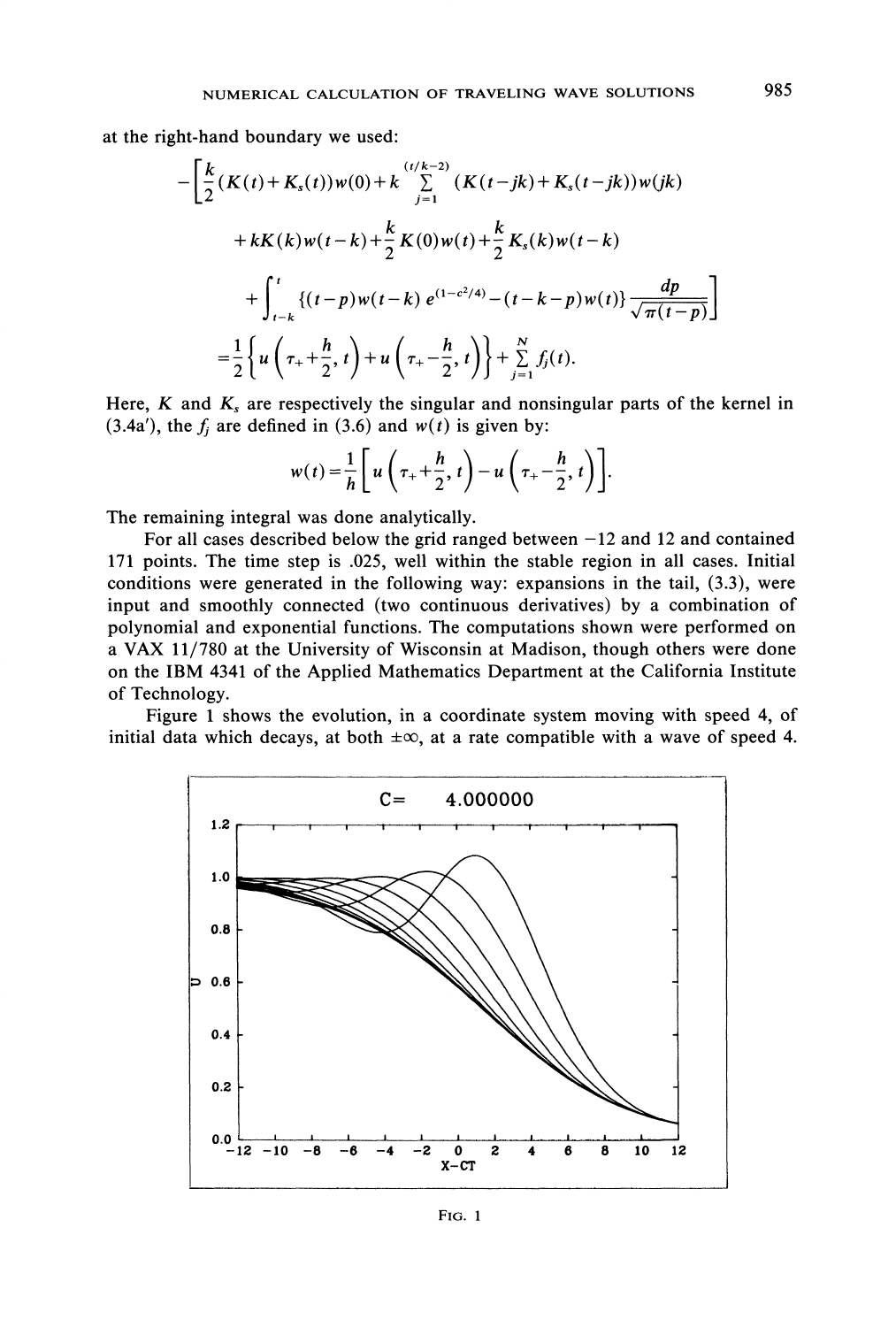at the right-hand boundary we used:

$$
-\left[\frac{k}{2}(K(t)+K_s(t))w(0)+k\sum_{j=1}^{(t/k-2)}(K(t-jk)+K_s(t-jk))w(jk)\right.
$$

$$
+kK(k)w(t-k)+\frac{k}{2}K(0)w(t)+\frac{k}{2}K_s(k)w(t-k)
$$

$$
\left.+\int_{t-k}^{t}\{(t-p)w(t-k)\,e^{(1-c^2/4)}-(t-k-p)w(t)\}\frac{dp}{\sqrt{\pi(t-p)}}\right]
$$

$$
=\frac{1}{2}\left\{u\left(\tau_+ +\frac{h}{2},t\right)+u\left(\tau_+ -\frac{h}{2},t\right)\right\}+\sum_{j=1}^{N}f_j(t).
$$

Here, $K$ and $K_s$ are respectively the singular and nonsingular parts of the kernel in (3.4a′), the $f_j$ are defined in (3.6) and $w(t)$ is given by:

$$
w(t)=\frac{1}{h}\left[u\left(\tau_+ +\frac{h}{2},t\right)-u\left(\tau_+ -\frac{h}{2},t\right)\right].
$$

The remaining integral was done analytically.

For all cases described below the grid ranged between $-12$ and 12 and contained 171 points. The time step is .025, well within the stable region in all cases. Initial conditions were generated in the following way: expansions in the tail, (3.3), were input and smoothly connected (two continuous derivatives) by a combination of polynomial and exponential functions. The computations shown were performed on a VAX 11/780 at the University of Wisconsin at Madison, though others were done on the IBM 4341 of the Applied Mathematics Department at the California Institute of Technology.

Figure 1 shows the evolution, in a coordinate system moving with speed 4, of initial data which decays, at both $\pm\infty$, at a rate compatible with a wave of speed 4.

FIG. 1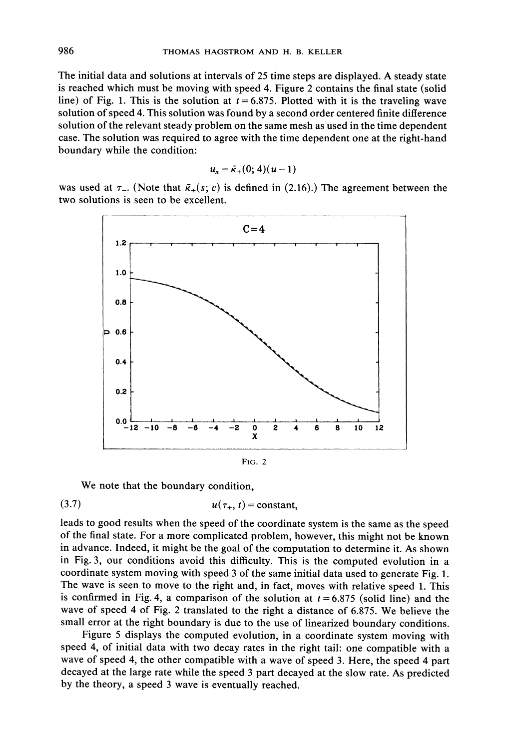The initial data and solutions at intervals of 25 time steps are displayed. A steady state is reached which must be moving with speed 4. Figure 2 contains the final state (solid line) of Fig. 1. This is the solution at $t = 6.875$. Plotted with it is the traveling wave solution of speed 4. This solution was found by a second order centered finite difference solution of the relevant steady problem on the same mesh as used in the time dependent case. The solution was required to agree with the time dependent one at the right-hand boundary while the condition:

$$u_x = \bar{\kappa}_+(0; 4)(u - 1)$$

was used at $\tau_-$. (Note that $\bar{\kappa}_+(s; c)$ is defined in (2.16).) The agreement between the two solutions is seen to be excellent.

FIG. 2

We note that the boundary condition,

$$u(\tau_+, t) = \text{constant}, \tag{3.7}$$

leads to good results when the speed of the coordinate system is the same as the speed of the final state. For a more complicated problem, however, this might not be known in advance. Indeed, it might be the goal of the computation to determine it. As shown in Fig. 3, our conditions avoid this difficulty. This is the computed evolution in a coordinate system moving with speed 3 of the same initial data used to generate Fig. 1. The wave is seen to move to the right and, in fact, moves with relative speed 1. This is confirmed in Fig. 4, a comparison of the solution at $t = 6.875$ (solid line) and the wave of speed 4 of Fig. 2 translated to the right a distance of 6.875. We believe the small error at the right boundary is due to the use of linearized boundary conditions.

Figure 5 displays the computed evolution, in a coordinate system moving with speed 4, of initial data with two decay rates in the right tail: one compatible with a wave of speed 4, the other compatible with a wave of speed 3. Here, the speed 4 part decayed at the large rate while the speed 3 part decayed at the slow rate. As predicted by the theory, a speed 3 wave is eventually reached.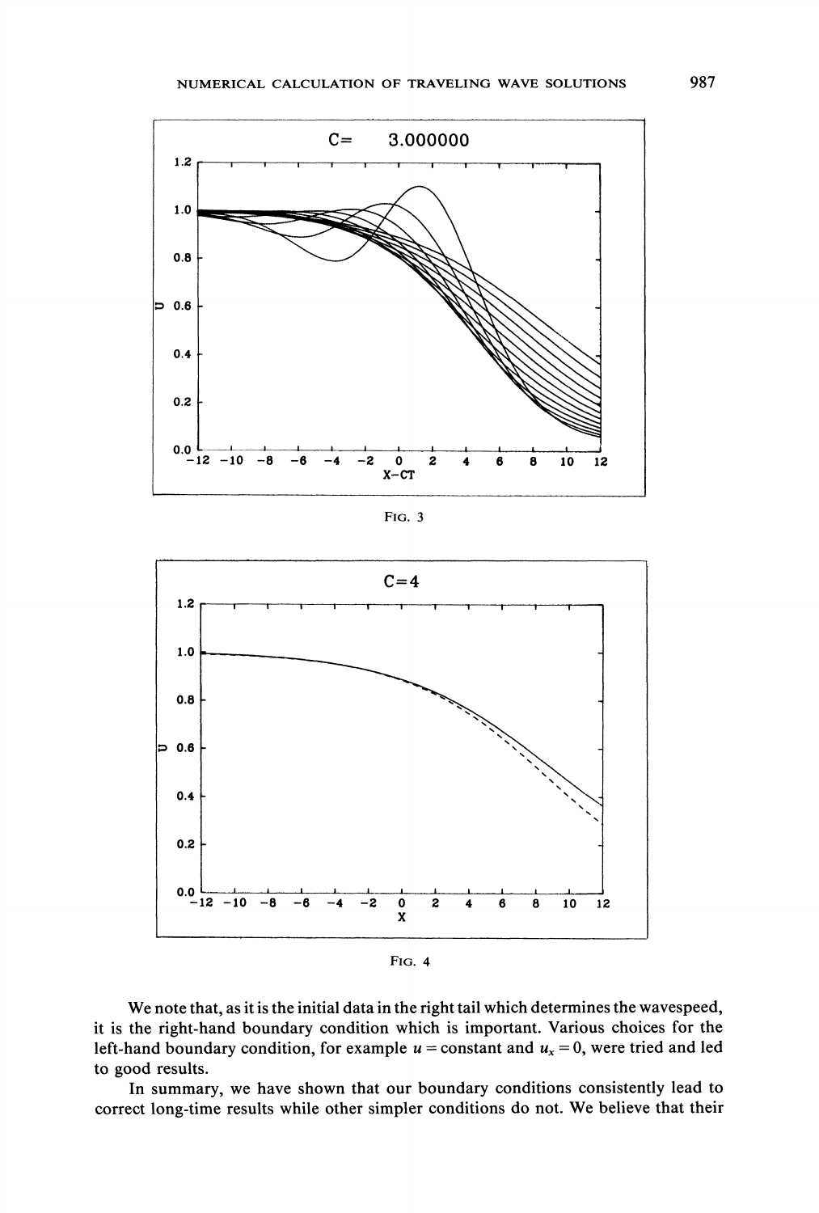FIG. 3

FIG. 4

We note that, as it is the initial data in the right tail which determines the wavespeed, it is the right-hand boundary condition which is important. Various choices for the left-hand boundary condition, for example $u = \text{constant}$ and $u_x = 0$, were tried and led to good results.

In summary, we have shown that our boundary conditions consistently lead to correct long-time results while other simpler conditions do not. We believe that their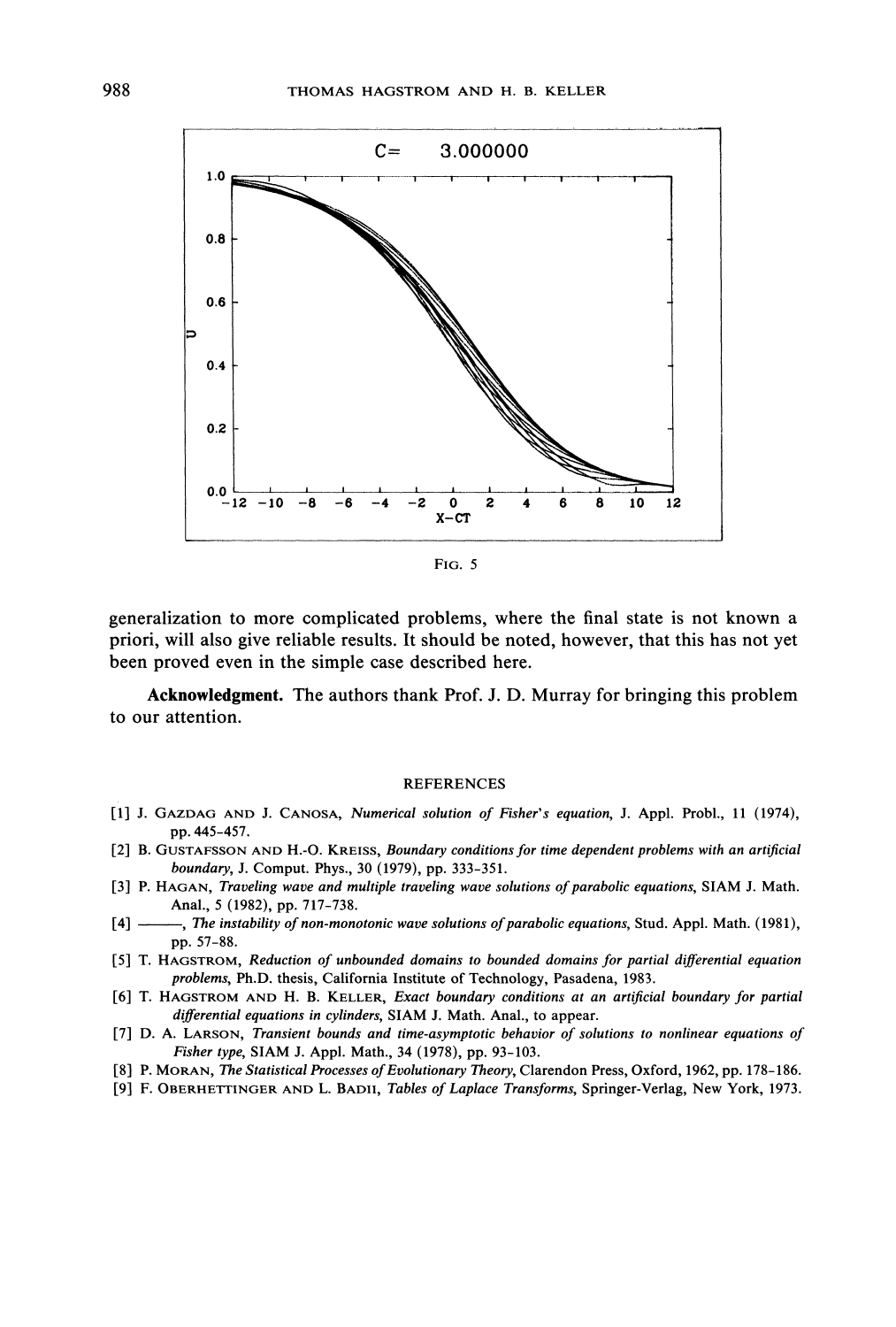C= 3.000000

1.0

0.8

0.6

U

0.4

0.2

0.0

−12 −10 −8 −6 −4 −2 0 2 4 6 8 10 12

X−CT

FIG. 5

generalization to more complicated problems, where the final state is not known a priori, will also give reliable results. It should be noted, however, that this has not yet been proved even in the simple case described here.

**Acknowledgment.** The authors thank Prof. J. D. Murray for bringing this problem to our attention.

## REFERENCES

[1] J. GAZDAG AND J. CANOSA, *Numerical solution of Fisher's equation*, J. Appl. Probl., 11 (1974), pp. 445–457.

[2] B. GUSTAFSSON AND H.-O. KREISS, *Boundary conditions for time dependent problems with an artificial boundary*, J. Comput. Phys., 30 (1979), pp. 333–351.

[3] P. HAGAN, *Traveling wave and multiple traveling wave solutions of parabolic equations*, SIAM J. Math. Anal., 5 (1982), pp. 717–738.

[4] ———, *The instability of non-monotonic wave solutions of parabolic equations*, Stud. Appl. Math. (1981), pp. 57–88.

[5] T. HAGSTROM, *Reduction of unbounded domains to bounded domains for partial differential equation problems*, Ph.D. thesis, California Institute of Technology, Pasadena, 1983.

[6] T. HAGSTROM AND H. B. KELLER, *Exact boundary conditions at an artificial boundary for partial differential equations in cylinders*, SIAM J. Math. Anal., to appear.

[7] D. A. LARSON, *Transient bounds and time-asymptotic behavior of solutions to nonlinear equations of Fisher type*, SIAM J. Appl. Math., 34 (1978), pp. 93–103.

[8] P. MORAN, *The Statistical Processes of Evolutionary Theory*, Clarendon Press, Oxford, 1962, pp. 178–186.

[9] F. OBERHETTINGER AND L. BADII, *Tables of Laplace Transforms*, Springer-Verlag, New York, 1973.